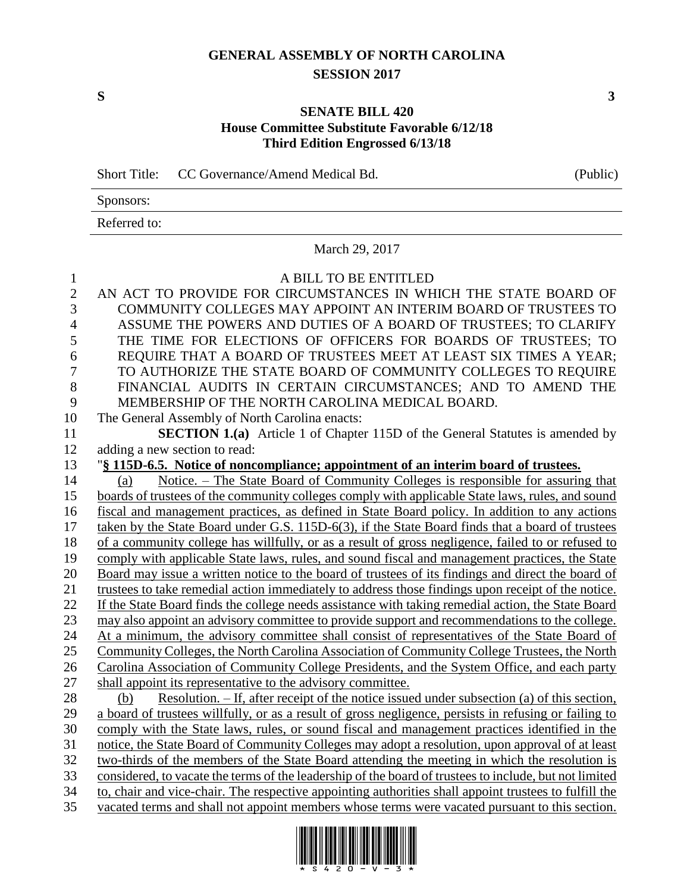# GENERAL ASSEMBLY OF NORTH CAROLINA
## SESSION 2017

**S** **3**

## SENATE BILL 420
### House Committee Substitute Favorable 6/12/18
### Third Edition Engrossed 6/13/18

| Short Title: | CC Governance/Amend Medical Bd. | (Public) |
|---|---|---|
| Sponsors: | | |
| Referred to: | | |

March 29, 2017

A BILL TO BE ENTITLED

AN ACT TO PROVIDE FOR CIRCUMSTANCES IN WHICH THE STATE BOARD OF COMMUNITY COLLEGES MAY APPOINT AN INTERIM BOARD OF TRUSTEES TO ASSUME THE POWERS AND DUTIES OF A BOARD OF TRUSTEES; TO CLARIFY THE TIME FOR ELECTIONS OF OFFICERS FOR BOARDS OF TRUSTEES; TO REQUIRE THAT A BOARD OF TRUSTEES MEET AT LEAST SIX TIMES A YEAR; TO AUTHORIZE THE STATE BOARD OF COMMUNITY COLLEGES TO REQUIRE FINANCIAL AUDITS IN CERTAIN CIRCUMSTANCES; AND TO AMEND THE MEMBERSHIP OF THE NORTH CAROLINA MEDICAL BOARD.

The General Assembly of North Carolina enacts:

**SECTION 1.(a)** Article 1 of Chapter 115D of the General Statutes is amended by adding a new section to read:

"**§ 115D-6.5. Notice of noncompliance; appointment of an interim board of trustees.**

(a) Notice. – The State Board of Community Colleges is responsible for assuring that boards of trustees of the community colleges comply with applicable State laws, rules, and sound fiscal and management practices, as defined in State Board policy. In addition to any actions taken by the State Board under G.S. 115D-6(3), if the State Board finds that a board of trustees of a community college has willfully, or as a result of gross negligence, failed to or refused to comply with applicable State laws, rules, and sound fiscal and management practices, the State Board may issue a written notice to the board of trustees of its findings and direct the board of trustees to take remedial action immediately to address those findings upon receipt of the notice. If the State Board finds the college needs assistance with taking remedial action, the State Board may also appoint an advisory committee to provide support and recommendations to the college. At a minimum, the advisory committee shall consist of representatives of the State Board of Community Colleges, the North Carolina Association of Community College Trustees, the North Carolina Association of Community College Presidents, and the System Office, and each party shall appoint its representative to the advisory committee.

(b) Resolution. – If, after receipt of the notice issued under subsection (a) of this section, a board of trustees willfully, or as a result of gross negligence, persists in refusing or failing to comply with the State laws, rules, or sound fiscal and management practices identified in the notice, the State Board of Community Colleges may adopt a resolution, upon approval of at least two-thirds of the members of the State Board attending the meeting in which the resolution is considered, to vacate the terms of the leadership of the board of trustees to include, but not limited to, chair and vice-chair. The respective appointing authorities shall appoint trustees to fulfill the vacated terms and shall not appoint members whose terms were vacated pursuant to this section.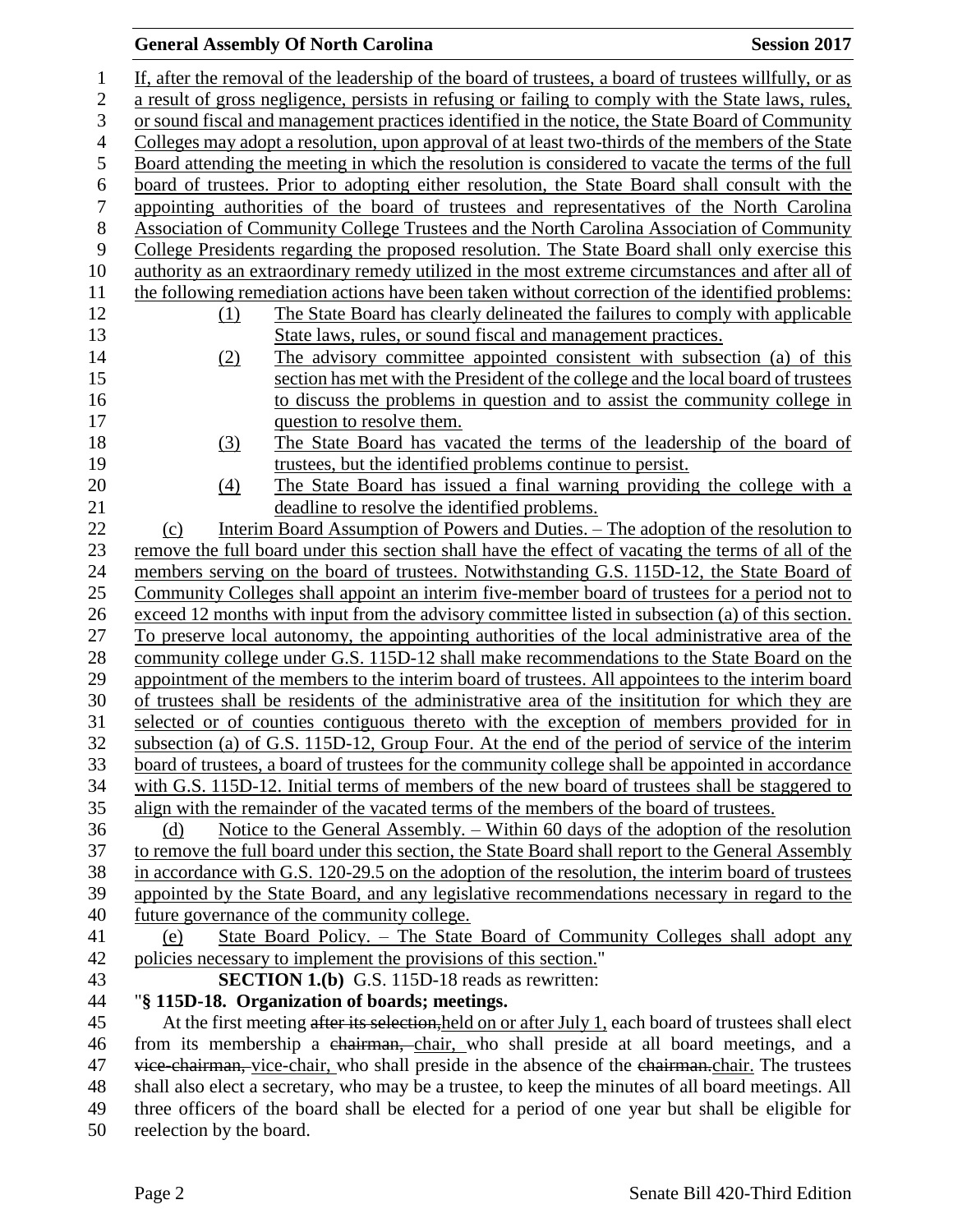If, after the removal of the leadership of the board of trustees, a board of trustees willfully, or as a result of gross negligence, persists in refusing or failing to comply with the State laws, rules, or sound fiscal and management practices identified in the notice, the State Board of Community Colleges may adopt a resolution, upon approval of at least two-thirds of the members of the State Board attending the meeting in which the resolution is considered to vacate the terms of the full board of trustees. Prior to adopting either resolution, the State Board shall consult with the appointing authorities of the board of trustees and representatives of the North Carolina Association of Community College Trustees and the North Carolina Association of Community College Presidents regarding the proposed resolution. The State Board shall only exercise this authority as an extraordinary remedy utilized in the most extreme circumstances and after all of the following remediation actions have been taken without correction of the identified problems:

(1) The State Board has clearly delineated the failures to comply with applicable State laws, rules, or sound fiscal and management practices.

(2) The advisory committee appointed consistent with subsection (a) of this section has met with the President of the college and the local board of trustees to discuss the problems in question and to assist the community college in question to resolve them.

(3) The State Board has vacated the terms of the leadership of the board of trustees, but the identified problems continue to persist.

(4) The State Board has issued a final warning providing the college with a deadline to resolve the identified problems.

(c) Interim Board Assumption of Powers and Duties. – The adoption of the resolution to remove the full board under this section shall have the effect of vacating the terms of all of the members serving on the board of trustees. Notwithstanding G.S. 115D-12, the State Board of Community Colleges shall appoint an interim five-member board of trustees for a period not to exceed 12 months with input from the advisory committee listed in subsection (a) of this section. To preserve local autonomy, the appointing authorities of the local administrative area of the community college under G.S. 115D-12 shall make recommendations to the State Board on the appointment of the members to the interim board of trustees. All appointees to the interim board of trustees shall be residents of the administrative area of the insititution for which they are selected or of counties contiguous thereto with the exception of members provided for in subsection (a) of G.S. 115D-12, Group Four. At the end of the period of service of the interim board of trustees, a board of trustees for the community college shall be appointed in accordance with G.S. 115D-12. Initial terms of members of the new board of trustees shall be staggered to align with the remainder of the vacated terms of the members of the board of trustees.

(d) Notice to the General Assembly. – Within 60 days of the adoption of the resolution to remove the full board under this section, the State Board shall report to the General Assembly in accordance with G.S. 120-29.5 on the adoption of the resolution, the interim board of trustees appointed by the State Board, and any legislative recommendations necessary in regard to the future governance of the community college.

(e) State Board Policy. – The State Board of Community Colleges shall adopt any policies necessary to implement the provisions of this section."

**SECTION 1.(b)** G.S. 115D-18 reads as rewritten:

"**§ 115D-18. Organization of boards; meetings.**

At the first meeting ~~after its selection,~~held on or after July 1, each board of trustees shall elect from its membership a ~~chairman,~~ chair, who shall preside at all board meetings, and a ~~vice-chairman,~~ vice-chair, who shall preside in the absence of the ~~chairman.~~chair. The trustees shall also elect a secretary, who may be a trustee, to keep the minutes of all board meetings. All three officers of the board shall be elected for a period of one year but shall be eligible for reelection by the board.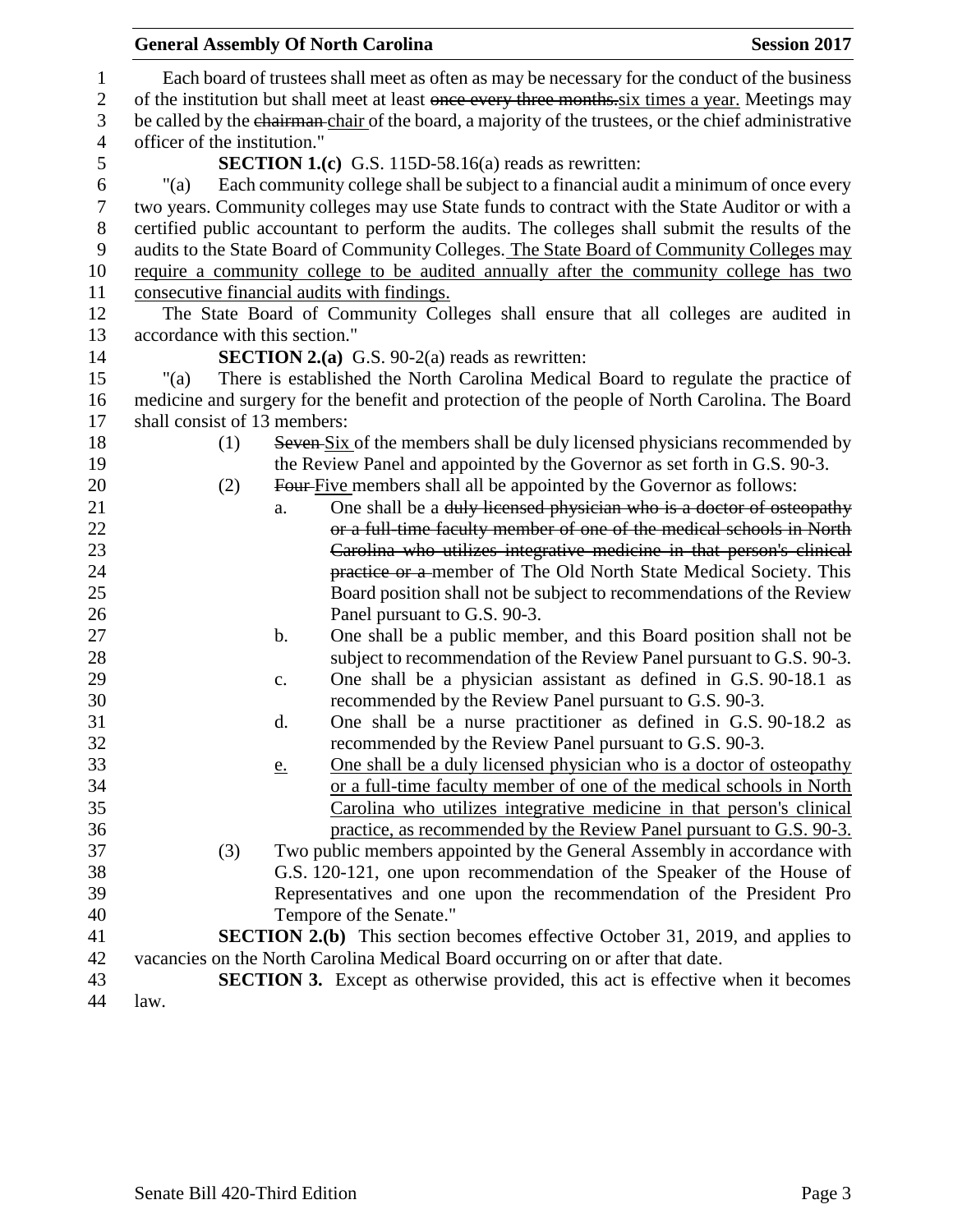Each board of trustees shall meet as often as may be necessary for the conduct of the business of the institution but shall meet at least ~~once every three months.~~six times a year. Meetings may be called by the ~~chairman~~ chair of the board, a majority of the trustees, or the chief administrative officer of the institution."

**SECTION 1.(c)** G.S. 115D-58.16(a) reads as rewritten:

"(a) Each community college shall be subject to a financial audit a minimum of once every two years. Community colleges may use State funds to contract with the State Auditor or with a certified public accountant to perform the audits. The colleges shall submit the results of the audits to the State Board of Community Colleges. The State Board of Community Colleges may require a community college to be audited annually after the community college has two consecutive financial audits with findings.

The State Board of Community Colleges shall ensure that all colleges are audited in accordance with this section."

**SECTION 2.(a)** G.S. 90-2(a) reads as rewritten:

"(a) There is established the North Carolina Medical Board to regulate the practice of medicine and surgery for the benefit and protection of the people of North Carolina. The Board shall consist of 13 members:

(1) ~~Seven~~ Six of the members shall be duly licensed physicians recommended by the Review Panel and appointed by the Governor as set forth in G.S. 90-3.

(2) ~~Four~~ Five members shall all be appointed by the Governor as follows:

a. One shall be a ~~duly licensed physician who is a doctor of osteopathy or a full-time faculty member of one of the medical schools in North Carolina who utilizes integrative medicine in that person's clinical practice or a~~ member of The Old North State Medical Society. This Board position shall not be subject to recommendations of the Review Panel pursuant to G.S. 90-3.

b. One shall be a public member, and this Board position shall not be subject to recommendation of the Review Panel pursuant to G.S. 90-3.

c. One shall be a physician assistant as defined in G.S. 90-18.1 as recommended by the Review Panel pursuant to G.S. 90-3.

d. One shall be a nurse practitioner as defined in G.S. 90-18.2 as recommended by the Review Panel pursuant to G.S. 90-3.

e. One shall be a duly licensed physician who is a doctor of osteopathy or a full-time faculty member of one of the medical schools in North Carolina who utilizes integrative medicine in that person's clinical practice, as recommended by the Review Panel pursuant to G.S. 90-3.

(3) Two public members appointed by the General Assembly in accordance with G.S. 120-121, one upon recommendation of the Speaker of the House of Representatives and one upon the recommendation of the President Pro Tempore of the Senate."

**SECTION 2.(b)** This section becomes effective October 31, 2019, and applies to vacancies on the North Carolina Medical Board occurring on or after that date.

**SECTION 3.** Except as otherwise provided, this act is effective when it becomes law.